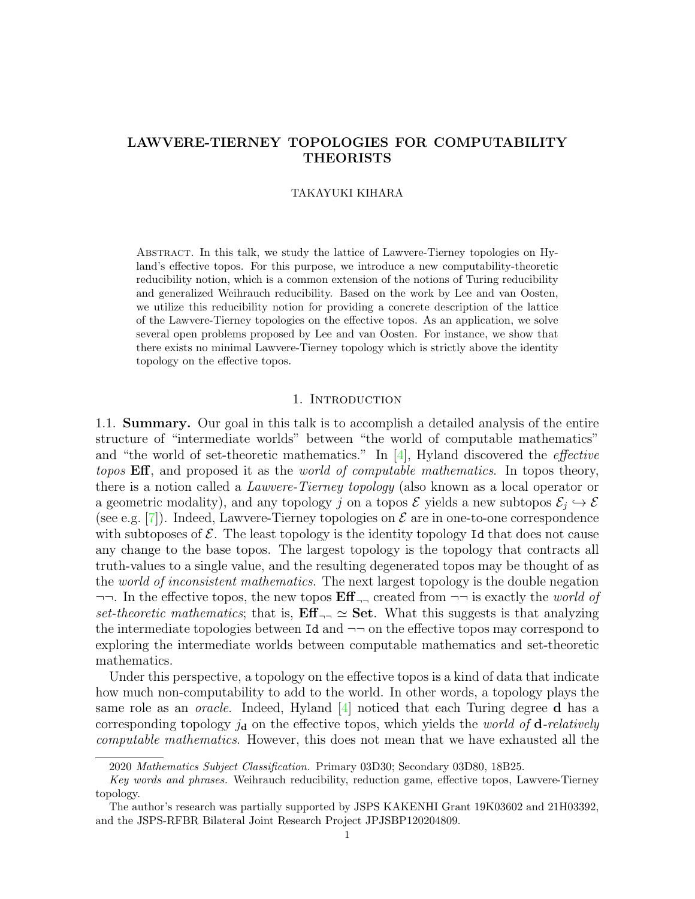# LAWVERE-TIERNEY TOPOLOGIES FOR COMPUTABILITY THEORISTS

TAKAYUKI KIHARA

Abstract. In this talk, we study the lattice of Lawvere-Tierney topologies on Hyland's effective topos. For this purpose, we introduce a new computability-theoretic reducibility notion, which is a common extension of the notions of Turing reducibility and generalized Weihrauch reducibility. Based on the work by Lee and van Oosten, we utilize this reducibility notion for providing a concrete description of the lattice of the Lawvere-Tierney topologies on the effective topos. As an application, we solve several open problems proposed by Lee and van Oosten. For instance, we show that there exists no minimal Lawvere-Tierney topology which is strictly above the identity topology on the effective topos.

## 1. Introduction

1.1. **Summary.** Our goal in this talk is to accomplish a detailed analysis of the entire structure of "intermediate worlds" between "the world of computable mathematics" and "the world of set-theoretic mathematics." In [4], Hyland discovered the *effective topos* **Eff**, and proposed it as the *world of computable mathematics*. In topos theory, there is a notion called a *Lawvere-Tierney topology* (also known as a local operator or a geometric modality), and any topology $j$ on a topos $\mathcal{E}$ yields a new subtopos $\mathcal{E}_j \hookrightarrow \mathcal{E}$ (see e.g. [7]). Indeed, Lawvere-Tierney topologies on $\mathcal{E}$ are in one-to-one correspondence with subtoposes of $\mathcal{E}$. The least topology is the identity topology Id that does not cause any change to the base topos. The largest topology is the topology that contracts all truth-values to a single value, and the resulting degenerated topos may be thought of as the *world of inconsistent mathematics*. The next largest topology is the double negation $\neg\neg$. In the effective topos, the new topos $\mathbf{Eff}_{\neg\neg}$ created from $\neg\neg$ is exactly the *world of set-theoretic mathematics*; that is, $\mathbf{Eff}_{\neg\neg} \simeq \mathbf{Set}$. What this suggests is that analyzing the intermediate topologies between Id and $\neg\neg$ on the effective topos may correspond to exploring the intermediate worlds between computable mathematics and set-theoretic mathematics.

Under this perspective, a topology on the effective topos is a kind of data that indicate how much non-computability to add to the world. In other words, a topology plays the same role as an *oracle*. Indeed, Hyland [4] noticed that each Turing degree $\mathbf{d}$ has a corresponding topology $j_{\mathbf{d}}$ on the effective topos, which yields the *world of* $\mathbf{d}$*-relatively computable mathematics*. However, this does not mean that we have exhausted all the

2020 *Mathematics Subject Classification.* Primary 03D30; Secondary 03D80, 18B25.

*Key words and phrases.* Weihrauch reducibility, reduction game, effective topos, Lawvere-Tierney topology.

The author's research was partially supported by JSPS KAKENHI Grant 19K03602 and 21H03392, and the JSPS-RFBR Bilateral Joint Research Project JPJSBP120204809.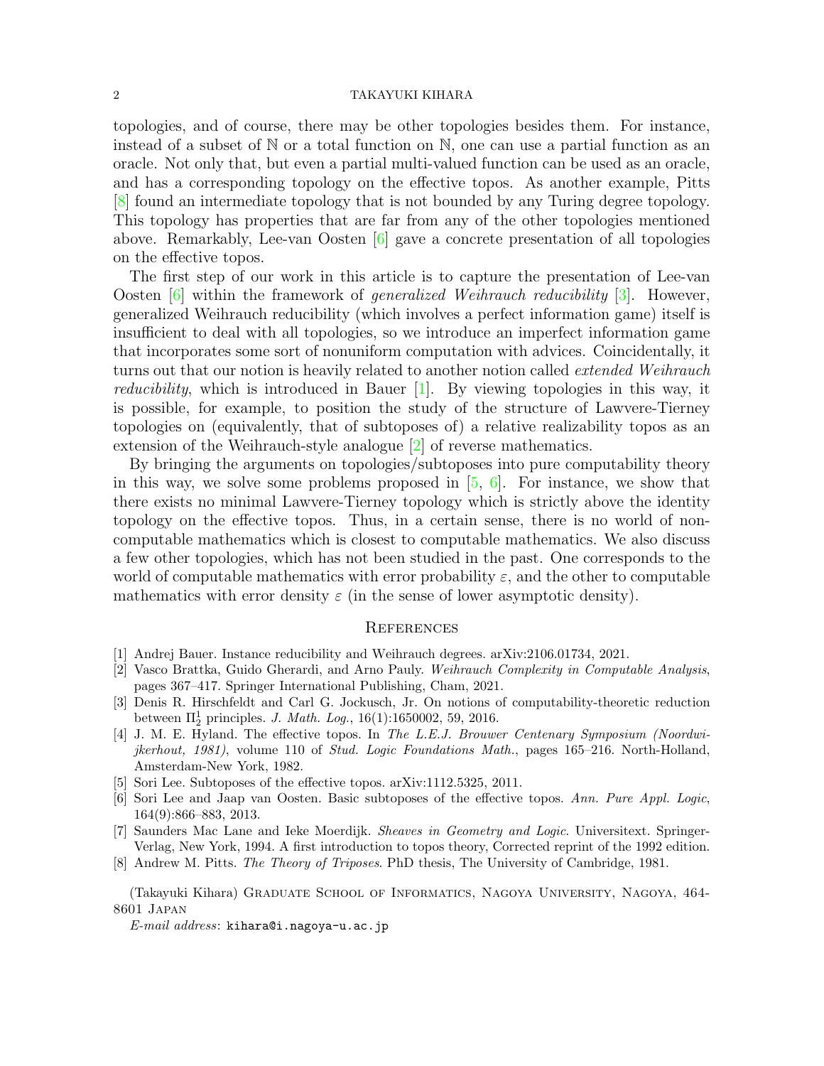topologies, and of course, there may be other topologies besides them. For instance, instead of a subset of $\mathbb{N}$ or a total function on $\mathbb{N}$, one can use a partial function as an oracle. Not only that, but even a partial multi-valued function can be used as an oracle, and has a corresponding topology on the effective topos. As another example, Pitts [8] found an intermediate topology that is not bounded by any Turing degree topology. This topology has properties that are far from any of the other topologies mentioned above. Remarkably, Lee-van Oosten [6] gave a concrete presentation of all topologies on the effective topos.

The first step of our work in this article is to capture the presentation of Lee-van Oosten [6] within the framework of *generalized Weihrauch reducibility* [3]. However, generalized Weihrauch reducibility (which involves a perfect information game) itself is insufficient to deal with all topologies, so we introduce an imperfect information game that incorporates some sort of nonuniform computation with advices. Coincidentally, it turns out that our notion is heavily related to another notion called *extended Weihrauch reducibility*, which is introduced in Bauer [1]. By viewing topologies in this way, it is possible, for example, to position the study of the structure of Lawvere-Tierney topologies on (equivalently, that of subtoposes of) a relative realizability topos as an extension of the Weihrauch-style analogue [2] of reverse mathematics.

By bringing the arguments on topologies/subtoposes into pure computability theory in this way, we solve some problems proposed in [5, 6]. For instance, we show that there exists no minimal Lawvere-Tierney topology which is strictly above the identity topology on the effective topos. Thus, in a certain sense, there is no world of non-computable mathematics which is closest to computable mathematics. We also discuss a few other topologies, which has not been studied in the past. One corresponds to the world of computable mathematics with error probability $\varepsilon$, and the other to computable mathematics with error density $\varepsilon$ (in the sense of lower asymptotic density).

## References

[1] Andrej Bauer. Instance reducibility and Weihrauch degrees. arXiv:2106.01734, 2021.

[2] Vasco Brattka, Guido Gherardi, and Arno Pauly. *Weihrauch Complexity in Computable Analysis*, pages 367–417. Springer International Publishing, Cham, 2021.

[3] Denis R. Hirschfeldt and Carl G. Jockusch, Jr. On notions of computability-theoretic reduction between $\Pi^1_2$ principles. *J. Math. Log.*, 16(1):1650002, 59, 2016.

[4] J. M. E. Hyland. The effective topos. In *The L.E.J. Brouwer Centenary Symposium (Noordwijkerhout, 1981)*, volume 110 of *Stud. Logic Foundations Math.*, pages 165–216. North-Holland, Amsterdam-New York, 1982.

[5] Sori Lee. Subtoposes of the effective topos. arXiv:1112.5325, 2011.

[6] Sori Lee and Jaap van Oosten. Basic subtoposes of the effective topos. *Ann. Pure Appl. Logic*, 164(9):866–883, 2013.

[7] Saunders Mac Lane and Ieke Moerdijk. *Sheaves in Geometry and Logic*. Universitext. Springer-Verlag, New York, 1994. A first introduction to topos theory, Corrected reprint of the 1992 edition.

[8] Andrew M. Pitts. *The Theory of Triposes*. PhD thesis, The University of Cambridge, 1981.

(Takayuki Kihara) Graduate School of Informatics, Nagoya University, Nagoya, 464-8601 Japan

*E-mail address*: kihara@i.nagoya-u.ac.jp